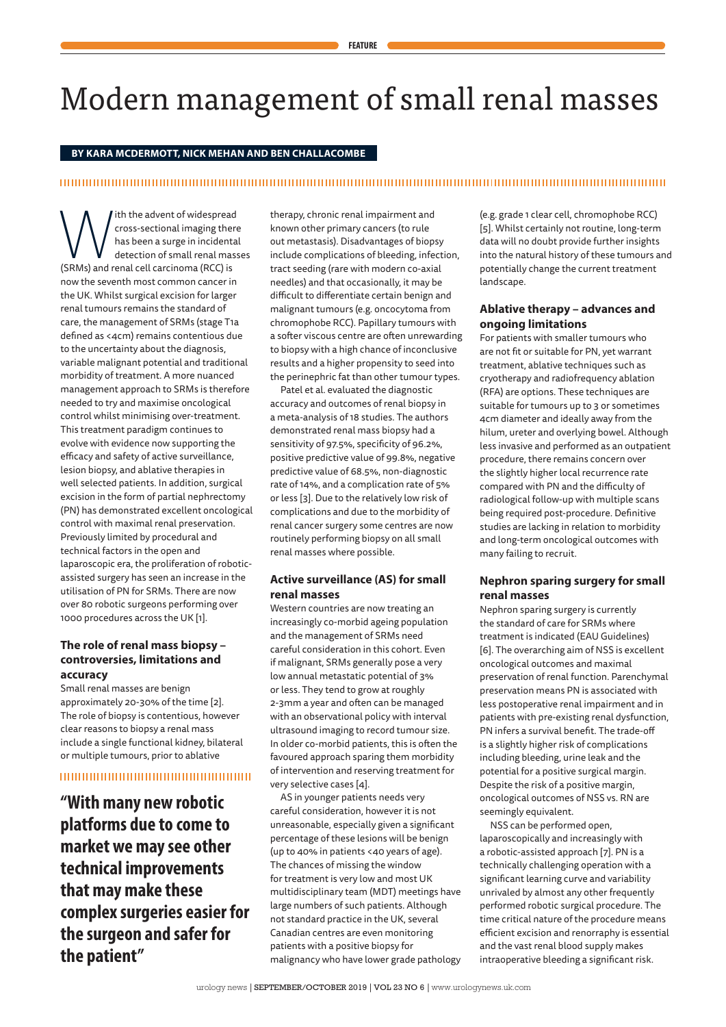# Modern management of small renal masses

**BY KARA MCDERMOTT, NICK MEHAN AND BEN CHALLACOMBE**

With the advent of widespread cross-sectional imaging there has been a surge in incidental detection of small renal masses (SRMs) and renal cell carcinoma (RCC) is now the seventh most common cancer in the UK. Whilst surgical excision for larger renal tumours remains the standard of care, the management of SRMs (stage T1a defined as <4cm) remains contentious due to the uncertainty about the diagnosis, variable malignant potential and traditional morbidity of treatment. A more nuanced management approach to SRMs is therefore needed to try and maximise oncological control whilst minimising over-treatment. This treatment paradigm continues to evolve with evidence now supporting the efficacy and safety of active surveillance, lesion biopsy, and ablative therapies in well selected patients. In addition, surgical excision in the form of partial nephrectomy (PN) has demonstrated excellent oncological control with maximal renal preservation. Previously limited by procedural and technical factors in the open and laparoscopic era, the proliferation of robotic-assisted surgery has seen an increase in the utilisation of PN for SRMs. There are now over 80 robotic surgeons performing over 1000 procedures across the UK [1].

## The role of renal mass biopsy – controversies, limitations and accuracy

Small renal masses are benign approximately 20-30% of the time [2]. The role of biopsy is contentious, however clear reasons to biopsy a renal mass include a single functional kidney, bilateral or multiple tumours, prior to ablative therapy, chronic renal impairment and known other primary cancers (to rule out metastasis). Disadvantages of biopsy include complications of bleeding, infection, tract seeding (rare with modern co-axial needles) and that occasionally, it may be difficult to differentiate certain benign and malignant tumours (e.g. oncocytoma from chromophobe RCC). Papillary tumours with a softer viscous centre are often unrewarding to biopsy with a high chance of inconclusive results and a higher propensity to seed into the perinephric fat than other tumour types.

Patel et al. evaluated the diagnostic accuracy and outcomes of renal biopsy in a meta-analysis of 18 studies. The authors demonstrated renal mass biopsy had a sensitivity of 97.5%, specificity of 96.2%, positive predictive value of 99.8%, negative predictive value of 68.5%, non-diagnostic rate of 14%, and a complication rate of 5% or less [3]. Due to the relatively low risk of complications and due to the morbidity of renal cancer surgery some centres are now routinely performing biopsy on all small renal masses where possible.

> **"With many new robotic platforms due to come to market we may see other technical improvements that may make these complex surgeries easier for the surgeon and safer for the patient"**

## Active surveillance (AS) for small renal masses

Western countries are now treating an increasingly co-morbid ageing population and the management of SRMs need careful consideration in this cohort. Even if malignant, SRMs generally pose a very low annual metastatic potential of 3% or less. They tend to grow at roughly 2-3mm a year and often can be managed with an observational policy with interval ultrasound imaging to record tumour size. In older co-morbid patients, this is often the favoured approach sparing them morbidity of intervention and reserving treatment for very selective cases [4].

AS in younger patients needs very careful consideration, however it is not unreasonable, especially given a significant percentage of these lesions will be benign (up to 40% in patients <40 years of age). The chances of missing the window for treatment is very low and most UK multidisciplinary team (MDT) meetings have large numbers of such patients. Although not standard practice in the UK, several Canadian centres are even monitoring patients with a positive biopsy for malignancy who have lower grade pathology (e.g. grade 1 clear cell, chromophobe RCC) [5]. Whilst certainly not routine, long-term data will no doubt provide further insights into the natural history of these tumours and potentially change the current treatment landscape.

## Ablative therapy – advances and ongoing limitations

For patients with smaller tumours who are not fit or suitable for PN, yet warrant treatment, ablative techniques such as cryotherapy and radiofrequency ablation (RFA) are options. These techniques are suitable for tumours up to 3 or sometimes 4cm diameter and ideally away from the hilum, ureter and overlying bowel. Although less invasive and performed as an outpatient procedure, there remains concern over the slightly higher local recurrence rate compared with PN and the difficulty of radiological follow-up with multiple scans being required post-procedure. Definitive studies are lacking in relation to morbidity and long-term oncological outcomes with many failing to recruit.

## Nephron sparing surgery for small renal masses

Nephron sparing surgery is currently the standard of care for SRMs where treatment is indicated (EAU Guidelines) [6]. The overarching aim of NSS is excellent oncological outcomes and maximal preservation of renal function. Parenchymal preservation means PN is associated with less postoperative renal impairment and in patients with pre-existing renal dysfunction, PN infers a survival benefit. The trade-off is a slightly higher risk of complications including bleeding, urine leak and the potential for a positive surgical margin. Despite the risk of a positive margin, oncological outcomes of NSS vs. RN are seemingly equivalent.

NSS can be performed open, laparoscopically and increasingly with a robotic-assisted approach [7]. PN is a technically challenging operation with a significant learning curve and variability unrivaled by almost any other frequently performed robotic surgical procedure. The time critical nature of the procedure means efficient excision and renorraphy is essential and the vast renal blood supply makes intraoperative bleeding a significant risk.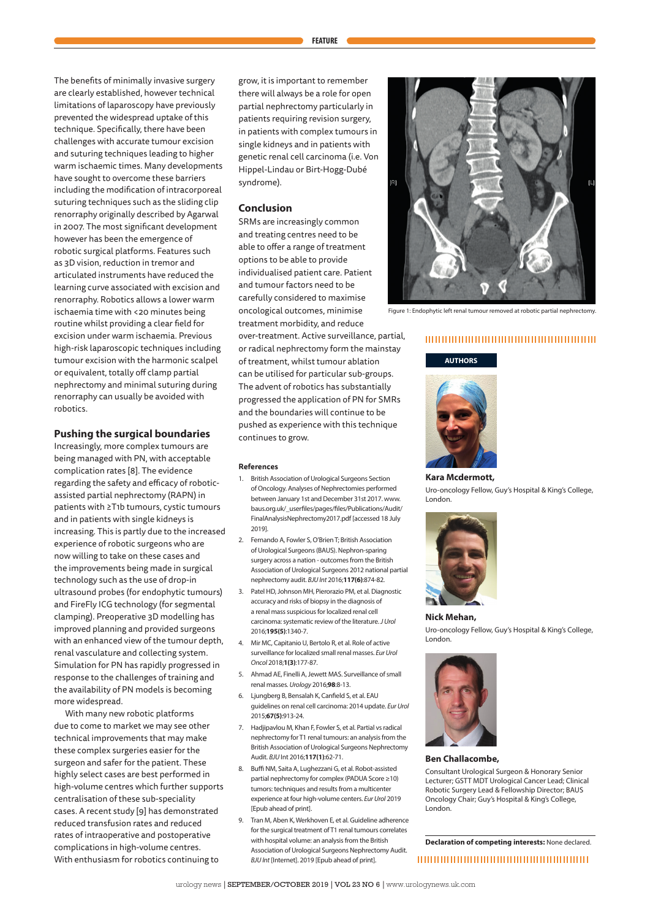The benefits of minimally invasive surgery are clearly established, however technical limitations of laparoscopy have previously prevented the widespread uptake of this technique. Specifically, there have been challenges with accurate tumour excision and suturing techniques leading to higher warm ischaemic times. Many developments have sought to overcome these barriers including the modification of intracorporeal suturing techniques such as the sliding clip renorraphy originally described by Agarwal in 2007. The most significant development however has been the emergence of robotic surgical platforms. Features such as 3D vision, reduction in tremor and articulated instruments have reduced the learning curve associated with excision and renorraphy. Robotics allows a lower warm ischaemia time with <20 minutes being routine whilst providing a clear field for excision under warm ischaemia. Previous high-risk laparoscopic techniques including tumour excision with the harmonic scalpel or equivalent, totally off clamp partial nephrectomy and minimal suturing during renorraphy can usually be avoided with robotics.

## Pushing the surgical boundaries

Increasingly, more complex tumours are being managed with PN, with acceptable complication rates [8]. The evidence regarding the safety and efficacy of robotic-assisted partial nephrectomy (RAPN) in patients with ≥T1b tumours, cystic tumours and in patients with single kidneys is increasing. This is partly due to the increased experience of robotic surgeons who are now willing to take on these cases and the improvements being made in surgical technology such as the use of drop-in ultrasound probes (for endophytic tumours) and FireFly ICG technology (for segmental clamping). Preoperative 3D modelling has improved planning and provided surgeons with an enhanced view of the tumour depth, renal vasculature and collecting system. Simulation for PN has rapidly progressed in response to the challenges of training and the availability of PN models is becoming more widespread.

With many new robotic platforms due to come to market we may see other technical improvements that may make these complex surgeries easier for the surgeon and safer for the patient. These highly select cases are best performed in high-volume centres which further supports centralisation of these sub-speciality cases. A recent study [9] has demonstrated reduced transfusion rates and reduced rates of intraoperative and postoperative complications in high-volume centres. With enthusiasm for robotics continuing to grow, it is important to remember there will always be a role for open partial nephrectomy particularly in patients requiring revision surgery, in patients with complex tumours in single kidneys and in patients with genetic renal cell carcinoma (i.e. Von Hippel-Lindau or Birt-Hogg-Dubé syndrome).

## Conclusion

SRMs are increasingly common and treating centres need to be able to offer a range of treatment options to be able to provide individualised patient care. Patient and tumour factors need to be carefully considered to maximise oncological outcomes, minimise treatment morbidity, and reduce over-treatment. Active surveillance, partial, or radical nephrectomy form the mainstay of treatment, whilst tumour ablation can be utilised for particular sub-groups. The advent of robotics has substantially progressed the application of PN for SMRs and the boundaries will continue to be pushed as experience with this technique continues to grow.

[R] [L]

Figure 1: Endophytic left renal tumour removed at robotic partial nephrectomy.

### References

1. British Association of Urological Surgeons Section of Oncology. Analyses of Nephrectomies performed between January 1st and December 31st 2017. www.baus.org.uk/_userfiles/pages/files/Publications/Audit/FinalAnalysisNephrectomy2017.pdf [accessed 18 July 2019].
2. Fernando A, Fowler S, O'Brien T; British Association of Urological Surgeons (BAUS). Nephron-sparing surgery across a nation - outcomes from the British Association of Urological Surgeons 2012 national partial nephrectomy audit. *BJU Int* 2016;**117(6)**:874-82.
3. Patel HD, Johnson MH, Pierorazio PM, et al. Diagnostic accuracy and risks of biopsy in the diagnosis of a renal mass suspicious for localized renal cell carcinoma: systematic review of the literature. *J Urol* 2016;**195(5)**:1340-7.
4. Mir MC, Capitanio U, Bertolo R, et al. Role of active surveillance for localized small renal masses. *Eur Urol Oncol* 2018;**1(3)**:177-87.
5. Ahmad AE, Finelli A, Jewett MAS. Surveillance of small renal masses. *Urology* 2016;**98**:8-13.
6. Ljungberg B, Bensalah K, Canfield S, et al. EAU guidelines on renal cell carcinoma: 2014 update. *Eur Urol* 2015;**67(5)**:913-24.
7. Hadjipavlou M, Khan F, Fowler S, et al. Partial vs radical nephrectomy for T1 renal tumours: an analysis from the British Association of Urological Surgeons Nephrectomy Audit. *BJU* Int 2016;**117(1)**:62-71.
8. Buffi NM, Saita A, Lughezzani G, et al. Robot-assisted partial nephrectomy for complex (PADUA Score ≥10) tumors: techniques and results from a multicenter experience at four high-volume centers. *Eur Urol* 2019 [Epub ahead of print].
9. Tran M, Aben K, Werkhoven E, et al. Guideline adherence for the surgical treatment of T1 renal tumours correlates with hospital volume: an analysis from the British Association of Urological Surgeons Nephrectomy Audit. *BJU Int* [Internet]. 2019 [Epub ahead of print].

**AUTHORS**

**Kara Mcdermott,**
Uro-oncology Fellow, Guy's Hospital & King's College, London.

**Nick Mehan,**
Uro-oncology Fellow, Guy's Hospital & King's College, London.

**Ben Challacombe,**
Consultant Urological Surgeon & Honorary Senior Lecturer; GSTT MDT Urological Cancer Lead; Clinical Robotic Surgery Lead & Fellowship Director; BAUS Oncology Chair; Guy's Hospital & King's College, London.

**Declaration of competing interests:** None declared.